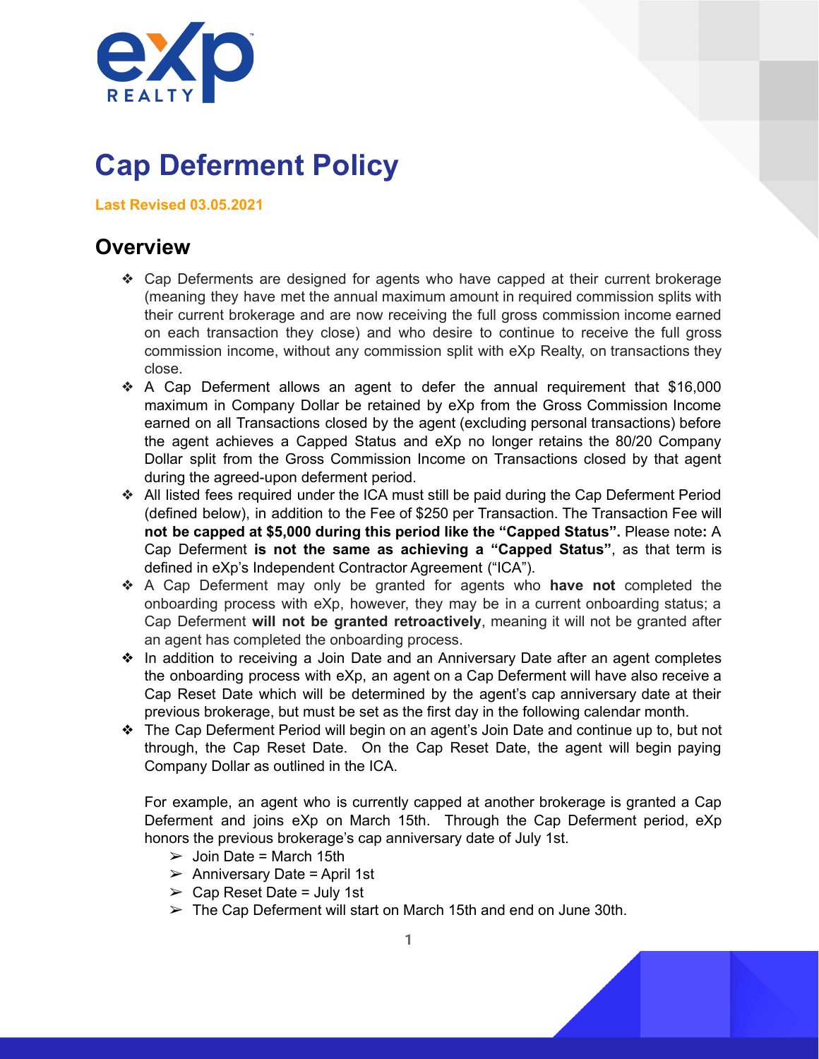# Cap Deferment Policy

**Last Revised 03.05.2021**

## Overview

- Cap Deferments are designed for agents who have capped at their current brokerage (meaning they have met the annual maximum amount in required commission splits with their current brokerage and are now receiving the full gross commission income earned on each transaction they close) and who desire to continue to receive the full gross commission income, without any commission split with eXp Realty, on transactions they close.
- A Cap Deferment allows an agent to defer the annual requirement that $16,000 maximum in Company Dollar be retained by eXp from the Gross Commission Income earned on all Transactions closed by the agent (excluding personal transactions) before the agent achieves a Capped Status and eXp no longer retains the 80/20 Company Dollar split from the Gross Commission Income on Transactions closed by that agent during the agreed-upon deferment period.
- All listed fees required under the ICA must still be paid during the Cap Deferment Period (defined below), in addition to the Fee of $250 per Transaction. The Transaction Fee will **not be capped at $5,000 during this period like the "Capped Status".** Please note**:** A Cap Deferment **is not the same as achieving a "Capped Status"**, as that term is defined in eXp's Independent Contractor Agreement ("ICA").
- A Cap Deferment may only be granted for agents who **have not** completed the onboarding process with eXp, however, they may be in a current onboarding status; a Cap Deferment **will not be granted retroactively**, meaning it will not be granted after an agent has completed the onboarding process.
- In addition to receiving a Join Date and an Anniversary Date after an agent completes the onboarding process with eXp, an agent on a Cap Deferment will have also receive a Cap Reset Date which will be determined by the agent's cap anniversary date at their previous brokerage, but must be set as the first day in the following calendar month.
- The Cap Deferment Period will begin on an agent's Join Date and continue up to, but not through, the Cap Reset Date. On the Cap Reset Date, the agent will begin paying Company Dollar as outlined in the ICA.

  For example, an agent who is currently capped at another brokerage is granted a Cap Deferment and joins eXp on March 15th. Through the Cap Deferment period, eXp honors the previous brokerage's cap anniversary date of July 1st.

  - Join Date = March 15th
  - Anniversary Date = April 1st
  - Cap Reset Date = July 1st
  - The Cap Deferment will start on March 15th and end on June 30th.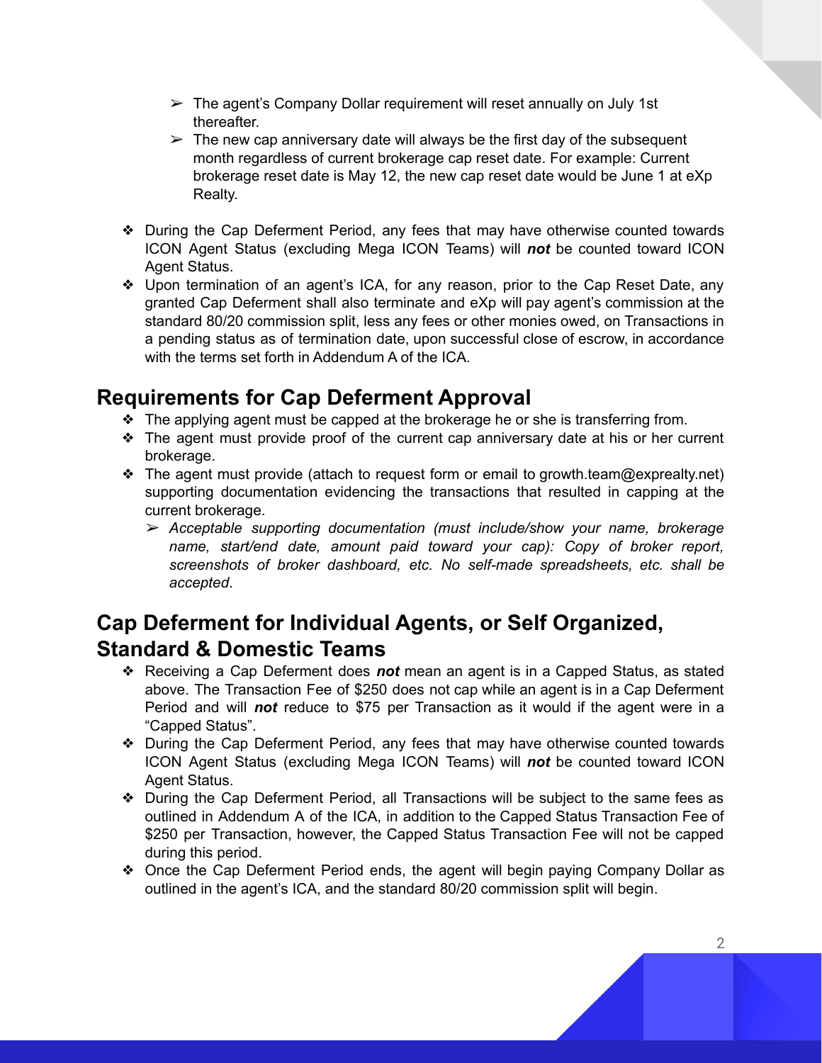- The agent's Company Dollar requirement will reset annually on July 1st thereafter.
    - The new cap anniversary date will always be the first day of the subsequent month regardless of current brokerage cap reset date. For example: Current brokerage reset date is May 12, the new cap reset date would be June 1 at eXp Realty.

- During the Cap Deferment Period, any fees that may have otherwise counted towards ICON Agent Status (excluding Mega ICON Teams) will ***not*** be counted toward ICON Agent Status.
- Upon termination of an agent's ICA, for any reason, prior to the Cap Reset Date, any granted Cap Deferment shall also terminate and eXp will pay agent's commission at the standard 80/20 commission split, less any fees or other monies owed, on Transactions in a pending status as of termination date, upon successful close of escrow, in accordance with the terms set forth in Addendum A of the ICA.

## Requirements for Cap Deferment Approval

- The applying agent must be capped at the brokerage he or she is transferring from.
- The agent must provide proof of the current cap anniversary date at his or her current brokerage.
- The agent must provide (attach to request form or email to growth.team@exprealty.net) supporting documentation evidencing the transactions that resulted in capping at the current brokerage.
    - *Acceptable supporting documentation (must include/show your name, brokerage name, start/end date, amount paid toward your cap): Copy of broker report, screenshots of broker dashboard, etc. No self-made spreadsheets, etc. shall be accepted*.

## Cap Deferment for Individual Agents, or Self Organized, Standard & Domestic Teams

- Receiving a Cap Deferment does ***not*** mean an agent is in a Capped Status, as stated above. The Transaction Fee of $250 does not cap while an agent is in a Cap Deferment Period and will ***not*** reduce to $75 per Transaction as it would if the agent were in a "Capped Status".
- During the Cap Deferment Period, any fees that may have otherwise counted towards ICON Agent Status (excluding Mega ICON Teams) will ***not*** be counted toward ICON Agent Status.
- During the Cap Deferment Period, all Transactions will be subject to the same fees as outlined in Addendum A of the ICA, in addition to the Capped Status Transaction Fee of $250 per Transaction, however, the Capped Status Transaction Fee will not be capped during this period.
- Once the Cap Deferment Period ends, the agent will begin paying Company Dollar as outlined in the agent's ICA, and the standard 80/20 commission split will begin.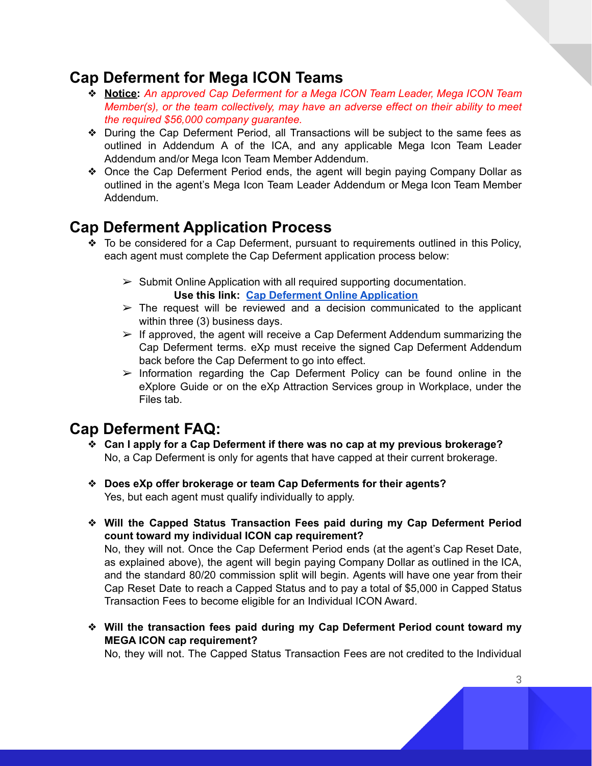## Cap Deferment for Mega ICON Teams

- **Notice:** *An approved Cap Deferment for a Mega ICON Team Leader, Mega ICON Team Member(s), or the team collectively, may have an adverse effect on their ability to meet the required $56,000 company guarantee.*
- During the Cap Deferment Period, all Transactions will be subject to the same fees as outlined in Addendum A of the ICA, and any applicable Mega Icon Team Leader Addendum and/or Mega Icon Team Member Addendum.
- Once the Cap Deferment Period ends, the agent will begin paying Company Dollar as outlined in the agent's Mega Icon Team Leader Addendum or Mega Icon Team Member Addendum.

## Cap Deferment Application Process

- To be considered for a Cap Deferment, pursuant to requirements outlined in this Policy, each agent must complete the Cap Deferment application process below:
  - Submit Online Application with all required supporting documentation.
    **Use this link:** Cap Deferment Online Application
  - The request will be reviewed and a decision communicated to the applicant within three (3) business days.
  - If approved, the agent will receive a Cap Deferment Addendum summarizing the Cap Deferment terms. eXp must receive the signed Cap Deferment Addendum back before the Cap Deferment to go into effect.
  - Information regarding the Cap Deferment Policy can be found online in the eXplore Guide or on the eXp Attraction Services group in Workplace, under the Files tab.

## Cap Deferment FAQ:

- **Can I apply for a Cap Deferment if there was no cap at my previous brokerage?**
  No, a Cap Deferment is only for agents that have capped at their current brokerage.

- **Does eXp offer brokerage or team Cap Deferments for their agents?**
  Yes, but each agent must qualify individually to apply.

- **Will the Capped Status Transaction Fees paid during my Cap Deferment Period count toward my individual ICON cap requirement?**
  No, they will not. Once the Cap Deferment Period ends (at the agent's Cap Reset Date, as explained above), the agent will begin paying Company Dollar as outlined in the ICA, and the standard 80/20 commission split will begin. Agents will have one year from their Cap Reset Date to reach a Capped Status and to pay a total of $5,000 in Capped Status Transaction Fees to become eligible for an Individual ICON Award.

- **Will the transaction fees paid during my Cap Deferment Period count toward my MEGA ICON cap requirement?**
  No, they will not. The Capped Status Transaction Fees are not credited to the Individual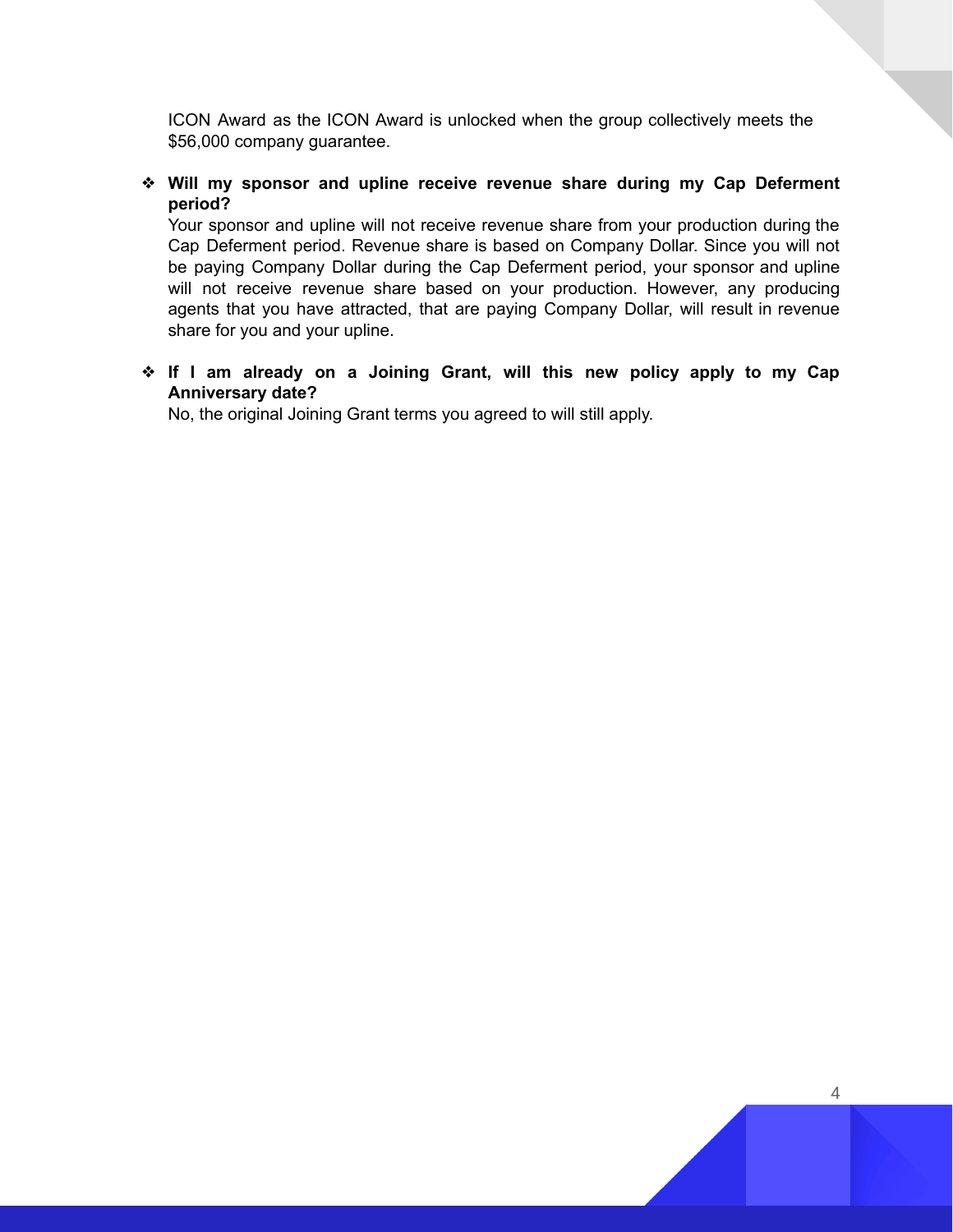ICON Award as the ICON Award is unlocked when the group collectively meets the $56,000 company guarantee.

- **Will my sponsor and upline receive revenue share during my Cap Deferment period?**
  Your sponsor and upline will not receive revenue share from your production during the Cap Deferment period. Revenue share is based on Company Dollar. Since you will not be paying Company Dollar during the Cap Deferment period, your sponsor and upline will not receive revenue share based on your production. However, any producing agents that you have attracted, that are paying Company Dollar, will result in revenue share for you and your upline.

- **If I am already on a Joining Grant, will this new policy apply to my Cap Anniversary date?**
  No, the original Joining Grant terms you agreed to will still apply.